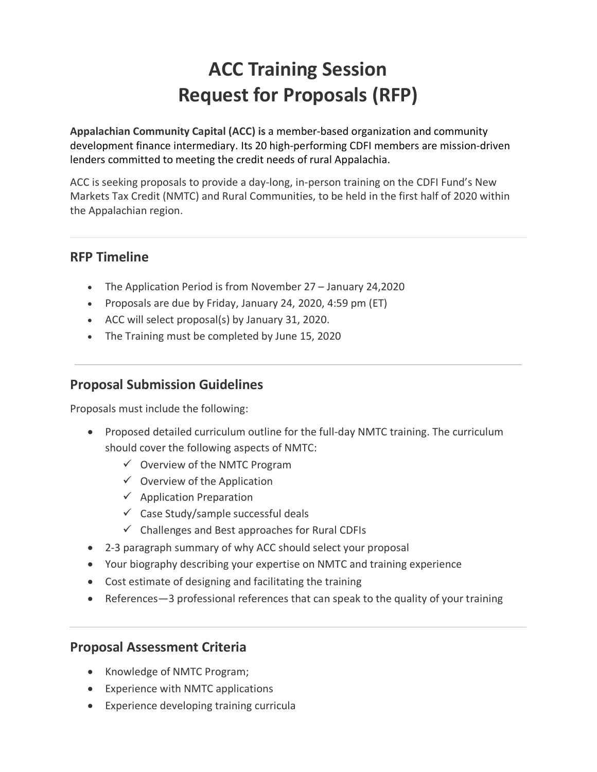# ACC Training Session
# Request for Proposals (RFP)

**Appalachian Community Capital (ACC) is** a member-based organization and community development finance intermediary. Its 20 high-performing CDFI members are mission-driven lenders committed to meeting the credit needs of rural Appalachia.

ACC is seeking proposals to provide a day-long, in-person training on the CDFI Fund's New Markets Tax Credit (NMTC) and Rural Communities, to be held in the first half of 2020 within the Appalachian region.

---

## RFP Timeline

- The Application Period is from November 27 – January 24,2020
- Proposals are due by Friday, January 24, 2020, 4:59 pm (ET)
- ACC will select proposal(s) by January 31, 2020.
- The Training must be completed by June 15, 2020

---

## Proposal Submission Guidelines

Proposals must include the following:

- Proposed detailed curriculum outline for the full-day NMTC training. The curriculum should cover the following aspects of NMTC:
  - ✓ Overview of the NMTC Program
  - ✓ Overview of the Application
  - ✓ Application Preparation
  - ✓ Case Study/sample successful deals
  - ✓ Challenges and Best approaches for Rural CDFIs
- 2-3 paragraph summary of why ACC should select your proposal
- Your biography describing your expertise on NMTC and training experience
- Cost estimate of designing and facilitating the training
- References—3 professional references that can speak to the quality of your training

---

## Proposal Assessment Criteria

- Knowledge of NMTC Program;
- Experience with NMTC applications
- Experience developing training curricula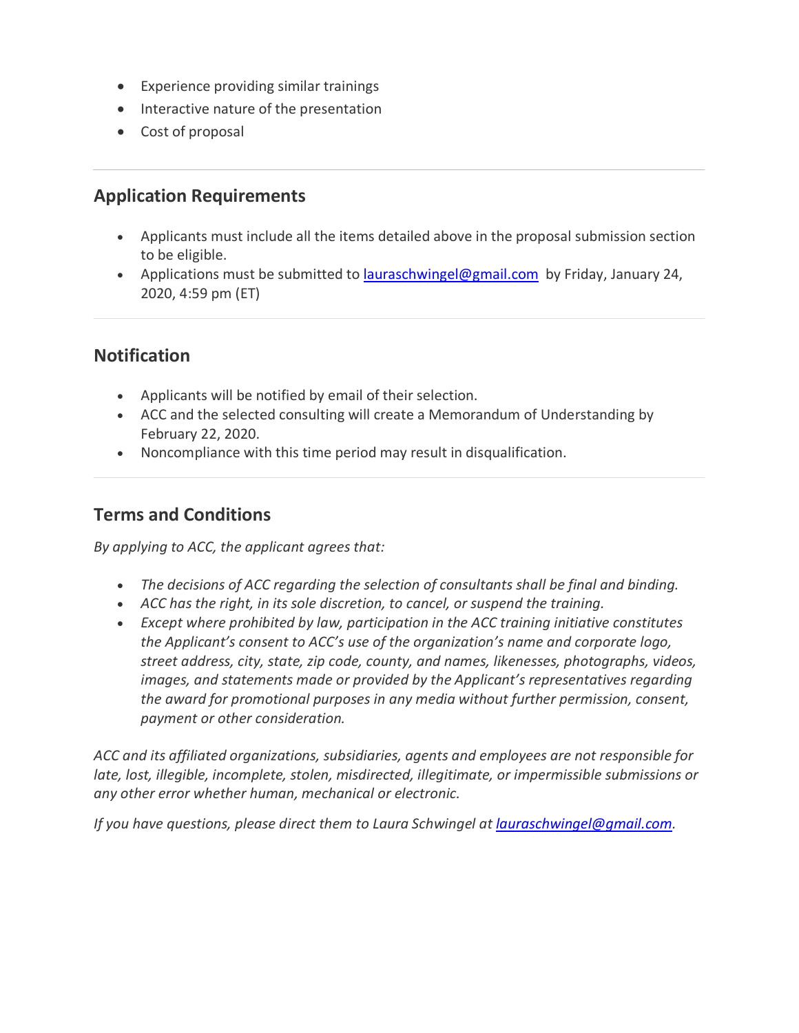- Experience providing similar trainings
- Interactive nature of the presentation
- Cost of proposal

---

## Application Requirements

- Applicants must include all the items detailed above in the proposal submission section to be eligible.
- Applications must be submitted to [lauraschwingel@gmail.com](mailto:lauraschwingel@gmail.com) by Friday, January 24, 2020, 4:59 pm (ET)

---

## Notification

- Applicants will be notified by email of their selection.
- ACC and the selected consulting will create a Memorandum of Understanding by February 22, 2020.
- Noncompliance with this time period may result in disqualification.

---

## Terms and Conditions

*By applying to ACC, the applicant agrees that:*

- *The decisions of ACC regarding the selection of consultants shall be final and binding.*
- *ACC has the right, in its sole discretion, to cancel, or suspend the training.*
- *Except where prohibited by law, participation in the ACC training initiative constitutes the Applicant's consent to ACC's use of the organization's name and corporate logo, street address, city, state, zip code, county, and names, likenesses, photographs, videos, images, and statements made or provided by the Applicant's representatives regarding the award for promotional purposes in any media without further permission, consent, payment or other consideration.*

*ACC and its affiliated organizations, subsidiaries, agents and employees are not responsible for late, lost, illegible, incomplete, stolen, misdirected, illegitimate, or impermissible submissions or any other error whether human, mechanical or electronic.*

*If you have questions, please direct them to Laura Schwingel at [lauraschwingel@gmail.com](mailto:lauraschwingel@gmail.com).*